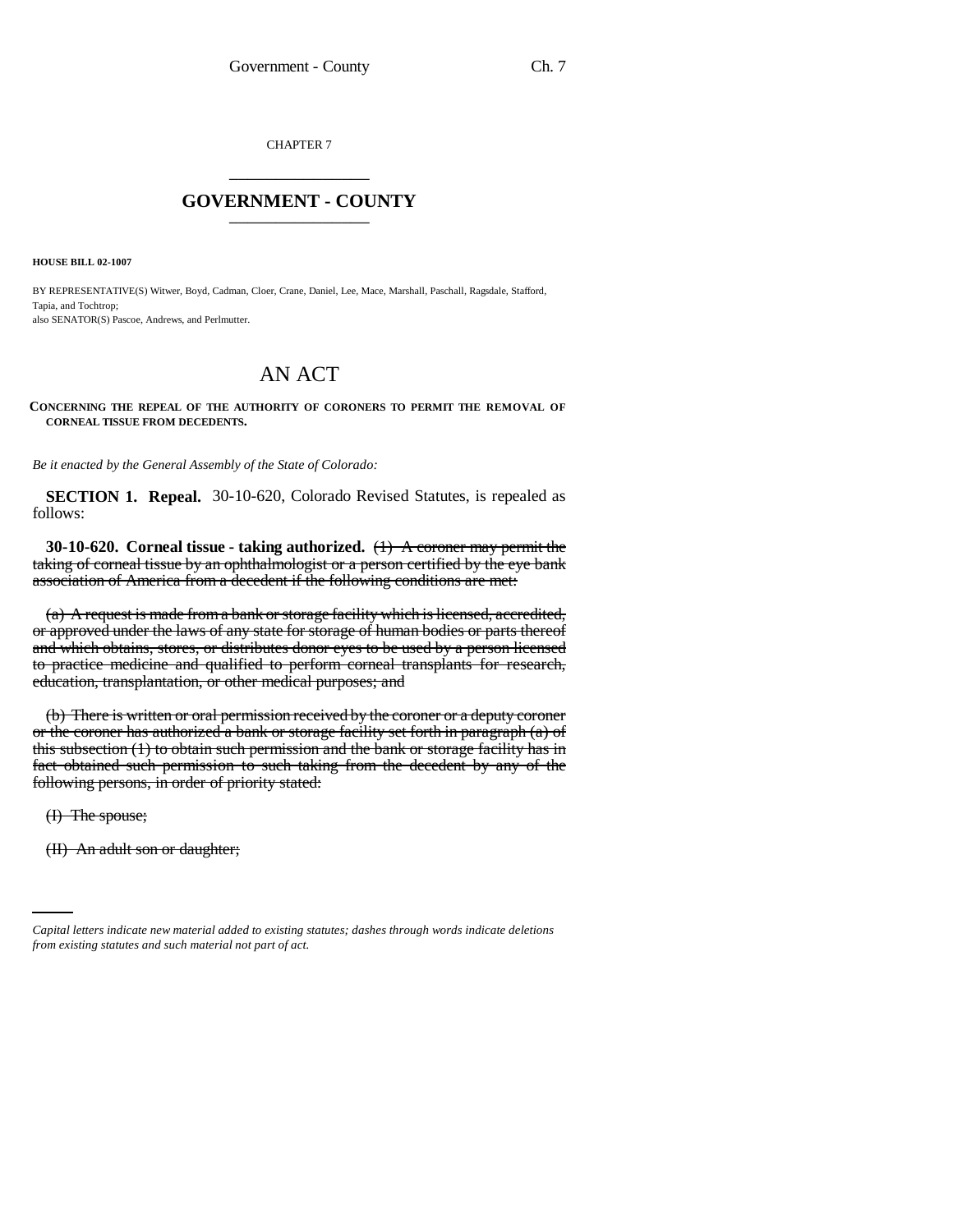CHAPTER 7

# GOVERNMENT - COUNTY

**HOUSE BILL 02-1007**

BY REPRESENTATIVE(S) Witwer, Boyd, Cadman, Cloer, Crane, Daniel, Lee, Mace, Marshall, Paschall, Ragsdale, Stafford, Tapia, and Tochtrop;
also SENATOR(S) Pascoe, Andrews, and Perlmutter.

# AN ACT

**CONCERNING THE REPEAL OF THE AUTHORITY OF CORONERS TO PERMIT THE REMOVAL OF CORNEAL TISSUE FROM DECEDENTS.**

*Be it enacted by the General Assembly of the State of Colorado:*

**SECTION 1. Repeal.** 30-10-620, Colorado Revised Statutes, is repealed as follows:

**30-10-620. Corneal tissue - taking authorized.** ~~(1) A coroner may permit the taking of corneal tissue by an ophthalmologist or a person certified by the eye bank association of America from a decedent if the following conditions are met:~~

~~(a) A request is made from a bank or storage facility which is licensed, accredited, or approved under the laws of any state for storage of human bodies or parts thereof and which obtains, stores, or distributes donor eyes to be used by a person licensed to practice medicine and qualified to perform corneal transplants for research, education, transplantation, or other medical purposes; and~~

~~(b) There is written or oral permission received by the coroner or a deputy coroner or the coroner has authorized a bank or storage facility set forth in paragraph (a) of this subsection (1) to obtain such permission and the bank or storage facility has in fact obtained such permission to such taking from the decedent by any of the following persons, in order of priority stated:~~

~~(I) The spouse;~~

~~(II) An adult son or daughter;~~

*Capital letters indicate new material added to existing statutes; dashes through words indicate deletions from existing statutes and such material not part of act.*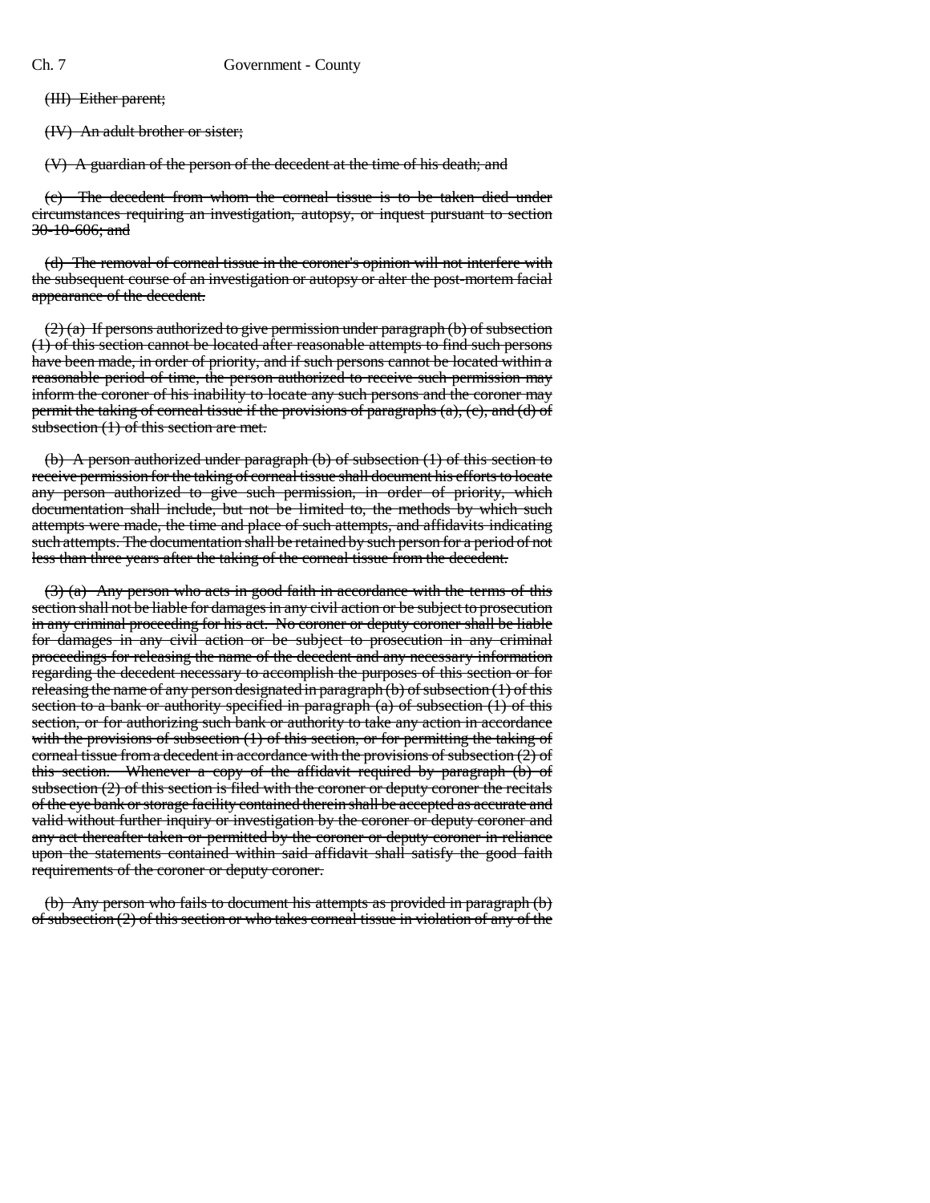~~(III) Either parent;~~

~~(IV) An adult brother or sister;~~

~~(V) A guardian of the person of the decedent at the time of his death; and~~

~~(c) The decedent from whom the corneal tissue is to be taken died under circumstances requiring an investigation, autopsy, or inquest pursuant to section 30-10-606; and~~

~~(d) The removal of corneal tissue in the coroner's opinion will not interfere with the subsequent course of an investigation or autopsy or alter the post-mortem facial appearance of the decedent.~~

~~(2) (a) If persons authorized to give permission under paragraph (b) of subsection (1) of this section cannot be located after reasonable attempts to find such persons have been made, in order of priority, and if such persons cannot be located within a reasonable period of time, the person authorized to receive such permission may inform the coroner of his inability to locate any such persons and the coroner may permit the taking of corneal tissue if the provisions of paragraphs (a), (c), and (d) of subsection (1) of this section are met.~~

~~(b) A person authorized under paragraph (b) of subsection (1) of this section to receive permission for the taking of corneal tissue shall document his efforts to locate any person authorized to give such permission, in order of priority, which documentation shall include, but not be limited to, the methods by which such attempts were made, the time and place of such attempts, and affidavits indicating such attempts. The documentation shall be retained by such person for a period of not less than three years after the taking of the corneal tissue from the decedent.~~

~~(3) (a) Any person who acts in good faith in accordance with the terms of this section shall not be liable for damages in any civil action or be subject to prosecution in any criminal proceeding for his act. No coroner or deputy coroner shall be liable for damages in any civil action or be subject to prosecution in any criminal proceedings for releasing the name of the decedent and any necessary information regarding the decedent necessary to accomplish the purposes of this section or for releasing the name of any person designated in paragraph (b) of subsection (1) of this section to a bank or authority specified in paragraph (a) of subsection (1) of this section, or for authorizing such bank or authority to take any action in accordance with the provisions of subsection (1) of this section, or for permitting the taking of corneal tissue from a decedent in accordance with the provisions of subsection (2) of this section. Whenever a copy of the affidavit required by paragraph (b) of subsection (2) of this section is filed with the coroner or deputy coroner the recitals of the eye bank or storage facility contained therein shall be accepted as accurate and valid without further inquiry or investigation by the coroner or deputy coroner and any act thereafter taken or permitted by the coroner or deputy coroner in reliance upon the statements contained within said affidavit shall satisfy the good faith requirements of the coroner or deputy coroner.~~

~~(b) Any person who fails to document his attempts as provided in paragraph (b) of subsection (2) of this section or who takes corneal tissue in violation of any of the~~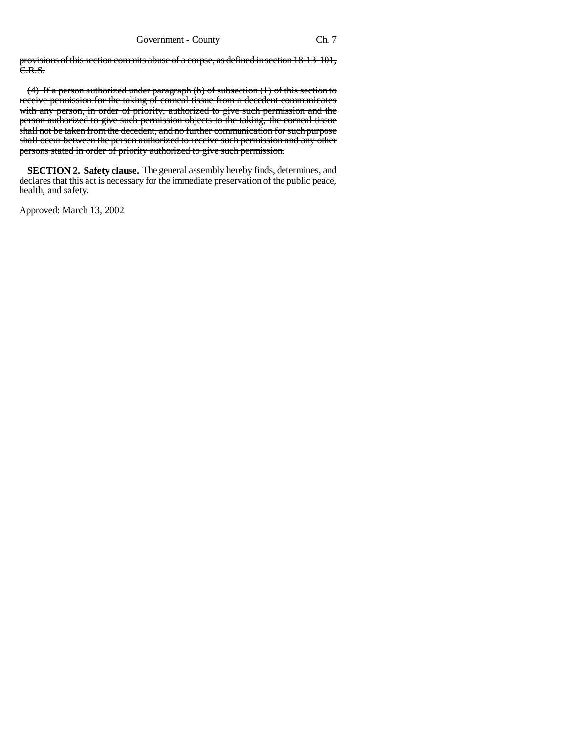~~provisions of this section commits abuse of a corpse, as defined in section 18-13-101, C.R.S.~~

~~(4) If a person authorized under paragraph (b) of subsection (1) of this section to receive permission for the taking of corneal tissue from a decedent communicates with any person, in order of priority, authorized to give such permission and the person authorized to give such permission objects to the taking, the corneal tissue shall not be taken from the decedent, and no further communication for such purpose shall occur between the person authorized to receive such permission and any other persons stated in order of priority authorized to give such permission.~~

**SECTION 2. Safety clause.** The general assembly hereby finds, determines, and declares that this act is necessary for the immediate preservation of the public peace, health, and safety.

Approved: March 13, 2002